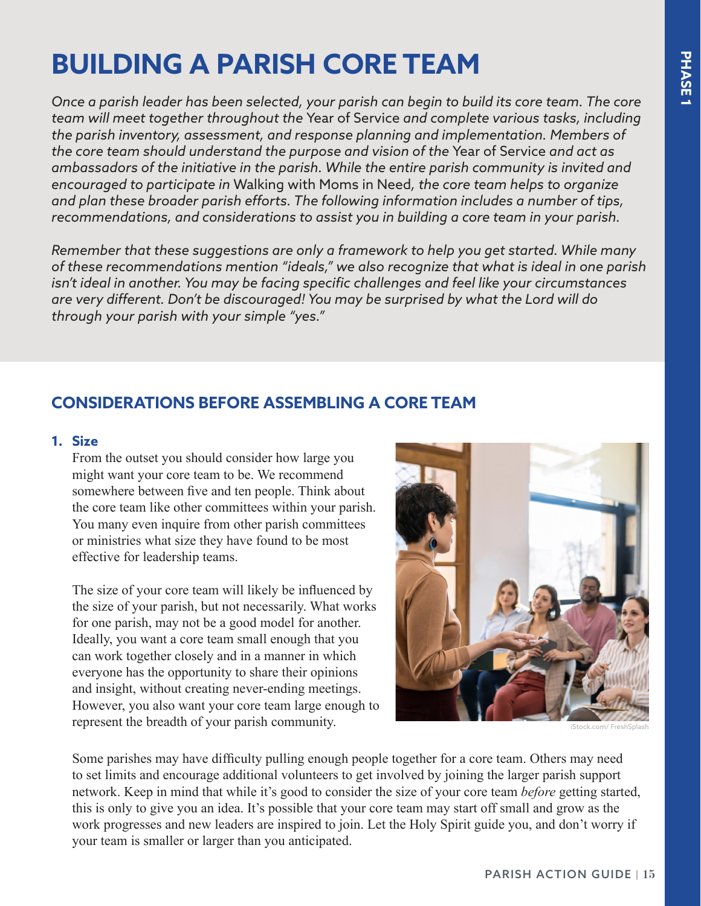# BUILDING A PARISH CORE TEAM

*Once a parish leader has been selected, your parish can begin to build its core team. The core team will meet together throughout the* Year of Service *and complete various tasks, including the parish inventory, assessment, and response planning and implementation. Members of the core team should understand the purpose and vision of the* Year of Service *and act as ambassadors of the initiative in the parish. While the entire parish community is invited and encouraged to participate in* Walking with Moms in Need*, the core team helps to organize and plan these broader parish efforts. The following information includes a number of tips, recommendations, and considerations to assist you in building a core team in your parish.*

*Remember that these suggestions are only a framework to help you get started. While many of these recommendations mention "ideals," we also recognize that what is ideal in one parish isn't ideal in another. You may be facing specific challenges and feel like your circumstances are very different. Don't be discouraged! You may be surprised by what the Lord will do through your parish with your simple "yes."*

## CONSIDERATIONS BEFORE ASSEMBLING A CORE TEAM

### 1. Size

From the outset you should consider how large you might want your core team to be. We recommend somewhere between five and ten people. Think about the core team like other committees within your parish. You many even inquire from other parish committees or ministries what size they have found to be most effective for leadership teams.

The size of your core team will likely be influenced by the size of your parish, but not necessarily. What works for one parish, may not be a good model for another. Ideally, you want a core team small enough that you can work together closely and in a manner in which everyone has the opportunity to share their opinions and insight, without creating never-ending meetings. However, you also want your core team large enough to represent the breadth of your parish community.

iStock.com/ FreshSplash

Some parishes may have difficulty pulling enough people together for a core team. Others may need to set limits and encourage additional volunteers to get involved by joining the larger parish support network. Keep in mind that while it's good to consider the size of your core team *before* getting started, this is only to give you an idea. It's possible that your core team may start off small and grow as the work progresses and new leaders are inspired to join. Let the Holy Spirit guide you, and don't worry if your team is smaller or larger than you anticipated.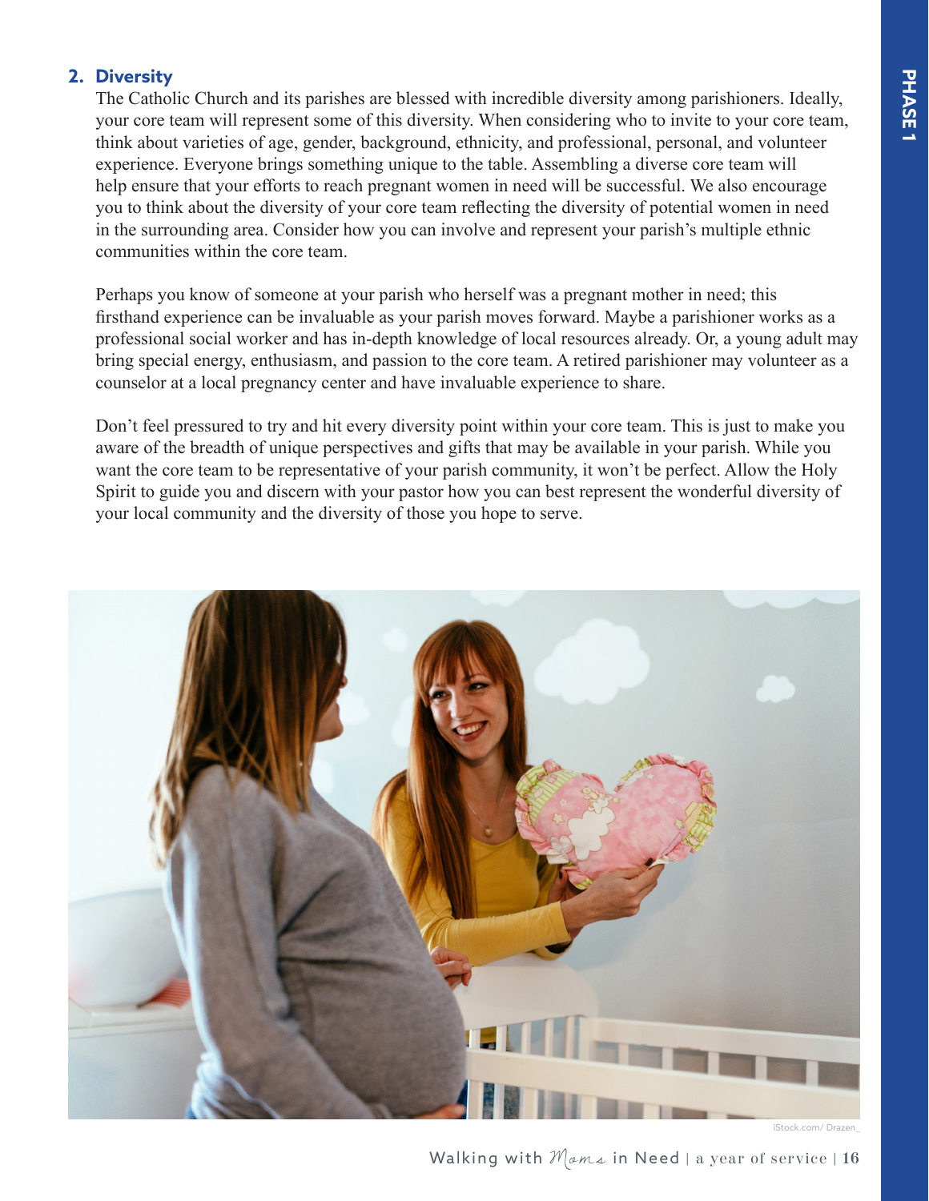## 2. Diversity

The Catholic Church and its parishes are blessed with incredible diversity among parishioners. Ideally, your core team will represent some of this diversity. When considering who to invite to your core team, think about varieties of age, gender, background, ethnicity, and professional, personal, and volunteer experience. Everyone brings something unique to the table. Assembling a diverse core team will help ensure that your efforts to reach pregnant women in need will be successful. We also encourage you to think about the diversity of your core team reflecting the diversity of potential women in need in the surrounding area. Consider how you can involve and represent your parish's multiple ethnic communities within the core team.

Perhaps you know of someone at your parish who herself was a pregnant mother in need; this firsthand experience can be invaluable as your parish moves forward. Maybe a parishioner works as a professional social worker and has in-depth knowledge of local resources already. Or, a young adult may bring special energy, enthusiasm, and passion to the core team. A retired parishioner may volunteer as a counselor at a local pregnancy center and have invaluable experience to share.

Don't feel pressured to try and hit every diversity point within your core team. This is just to make you aware of the breadth of unique perspectives and gifts that may be available in your parish. While you want the core team to be representative of your parish community, it won't be perfect. Allow the Holy Spirit to guide you and discern with your pastor how you can best represent the wonderful diversity of your local community and the diversity of those you hope to serve.

iStock.com/ Drazen_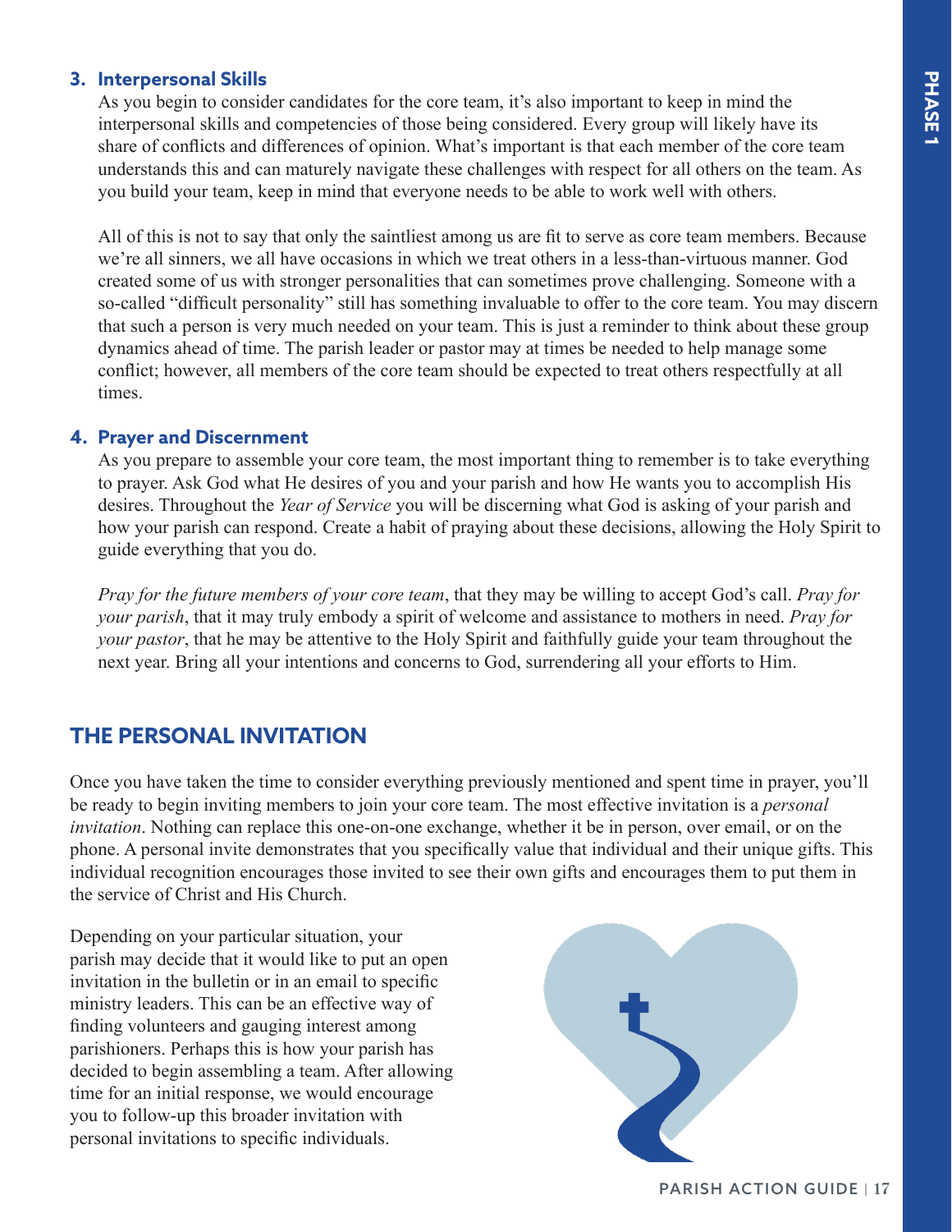### 3. Interpersonal Skills

As you begin to consider candidates for the core team, it's also important to keep in mind the interpersonal skills and competencies of those being considered. Every group will likely have its share of conflicts and differences of opinion. What's important is that each member of the core team understands this and can maturely navigate these challenges with respect for all others on the team. As you build your team, keep in mind that everyone needs to be able to work well with others.

All of this is not to say that only the saintliest among us are fit to serve as core team members. Because we're all sinners, we all have occasions in which we treat others in a less-than-virtuous manner. God created some of us with stronger personalities that can sometimes prove challenging. Someone with a so-called "difficult personality" still has something invaluable to offer to the core team. You may discern that such a person is very much needed on your team. This is just a reminder to think about these group dynamics ahead of time. The parish leader or pastor may at times be needed to help manage some conflict; however, all members of the core team should be expected to treat others respectfully at all times.

### 4. Prayer and Discernment

As you prepare to assemble your core team, the most important thing to remember is to take everything to prayer. Ask God what He desires of you and your parish and how He wants you to accomplish His desires. Throughout the *Year of Service* you will be discerning what God is asking of your parish and how your parish can respond. Create a habit of praying about these decisions, allowing the Holy Spirit to guide everything that you do.

*Pray for the future members of your core team*, that they may be willing to accept God's call. *Pray for your parish*, that it may truly embody a spirit of welcome and assistance to mothers in need. *Pray for your pastor*, that he may be attentive to the Holy Spirit and faithfully guide your team throughout the next year. Bring all your intentions and concerns to God, surrendering all your efforts to Him.

## THE PERSONAL INVITATION

Once you have taken the time to consider everything previously mentioned and spent time in prayer, you'll be ready to begin inviting members to join your core team. The most effective invitation is a *personal invitation*. Nothing can replace this one-on-one exchange, whether it be in person, over email, or on the phone. A personal invite demonstrates that you specifically value that individual and their unique gifts. This individual recognition encourages those invited to see their own gifts and encourages them to put them in the service of Christ and His Church.

Depending on your particular situation, your parish may decide that it would like to put an open invitation in the bulletin or in an email to specific ministry leaders. This can be an effective way of finding volunteers and gauging interest among parishioners. Perhaps this is how your parish has decided to begin assembling a team. After allowing time for an initial response, we would encourage you to follow-up this broader invitation with personal invitations to specific individuals.